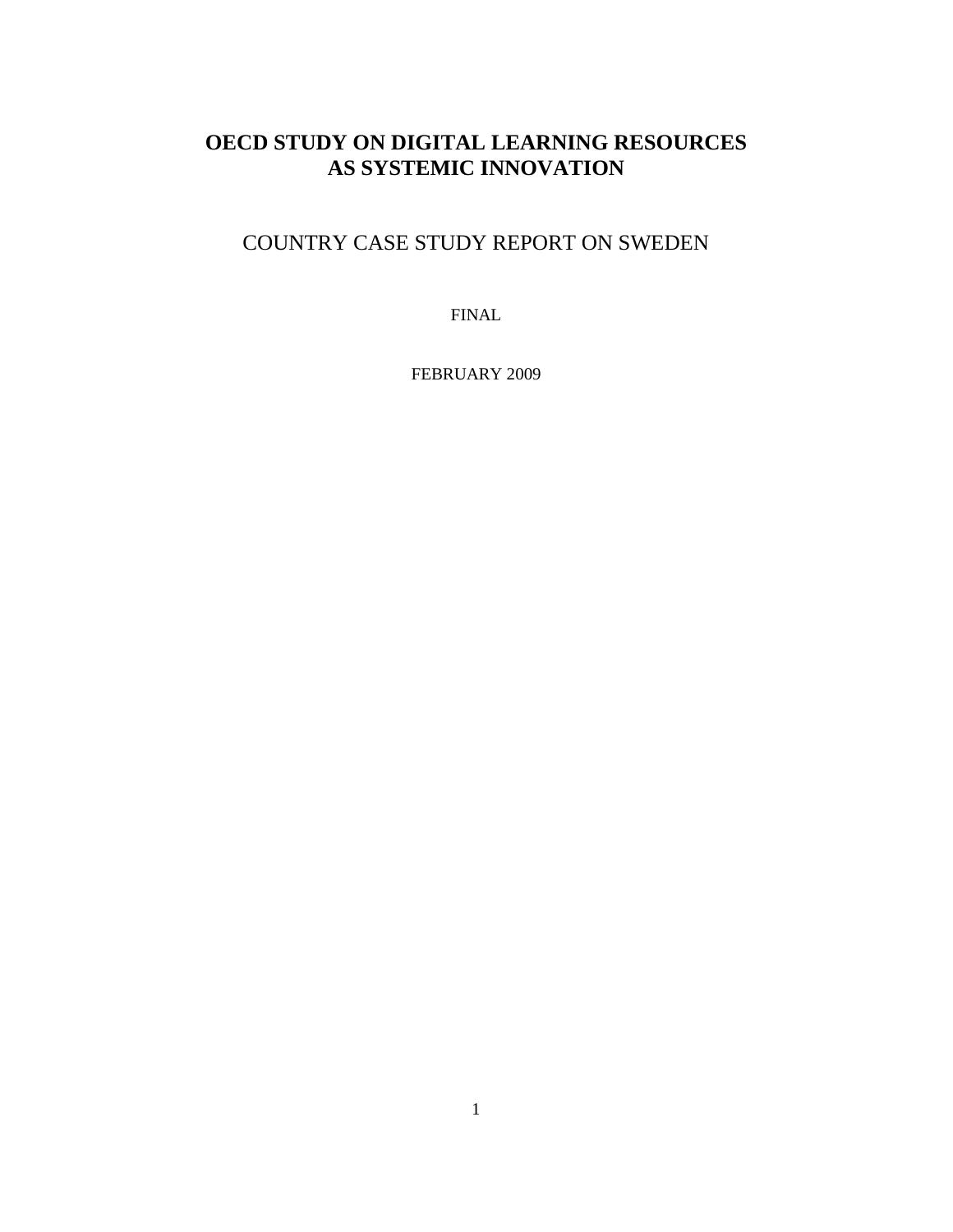# OECD STUDY ON DIGITAL LEARNING RESOURCES AS SYSTEMIC INNOVATION

## COUNTRY CASE STUDY REPORT ON SWEDEN

FINAL

FEBRUARY 2009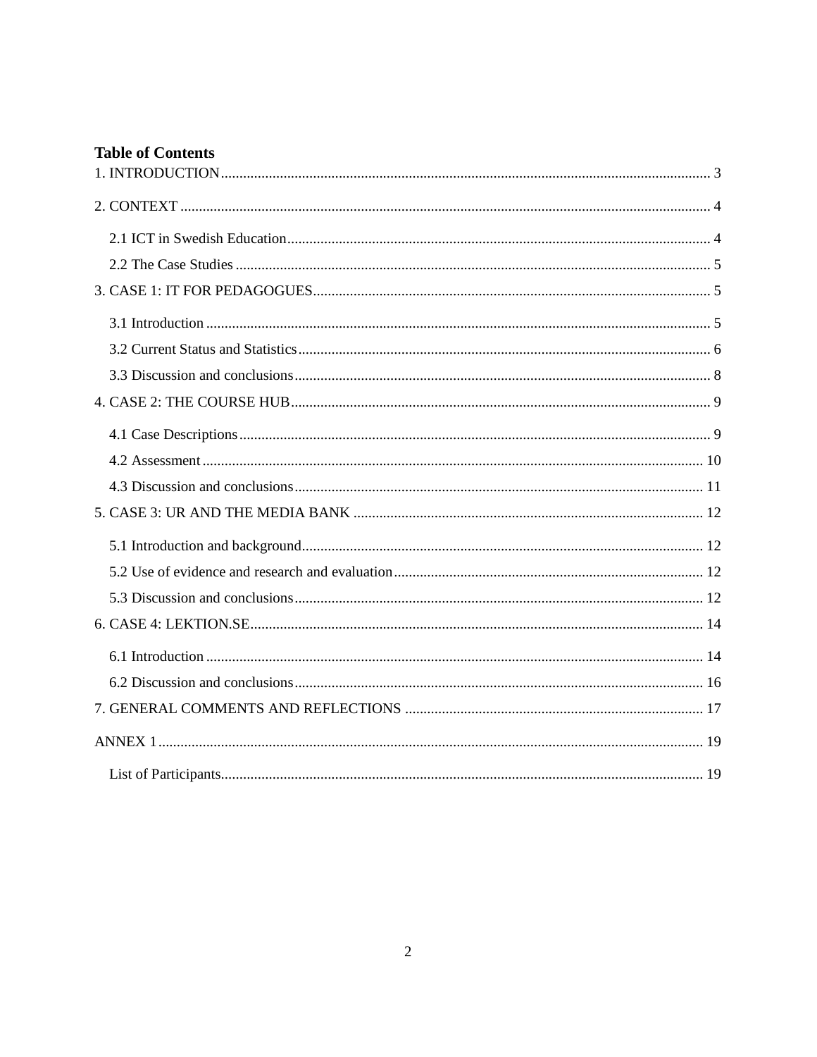**Table of Contents**

1. INTRODUCTION .... 3

2. CONTEXT .... 4

  2.1 ICT in Swedish Education .... 4

  2.2 The Case Studies .... 5

3. CASE 1: IT FOR PEDAGOGUES .... 5

  3.1 Introduction .... 5

  3.2 Current Status and Statistics .... 6

  3.3 Discussion and conclusions .... 8

4. CASE 2: THE COURSE HUB .... 9

  4.1 Case Descriptions .... 9

  4.2 Assessment .... 10

  4.3 Discussion and conclusions .... 11

5. CASE 3: UR AND THE MEDIA BANK .... 12

  5.1 Introduction and background .... 12

  5.2 Use of evidence and research and evaluation .... 12

  5.3 Discussion and conclusions .... 12

6. CASE 4: LEKTION.SE .... 14

  6.1 Introduction .... 14

  6.2 Discussion and conclusions .... 16

7. GENERAL COMMENTS AND REFLECTIONS .... 17

ANNEX 1 .... 19

  List of Participants .... 19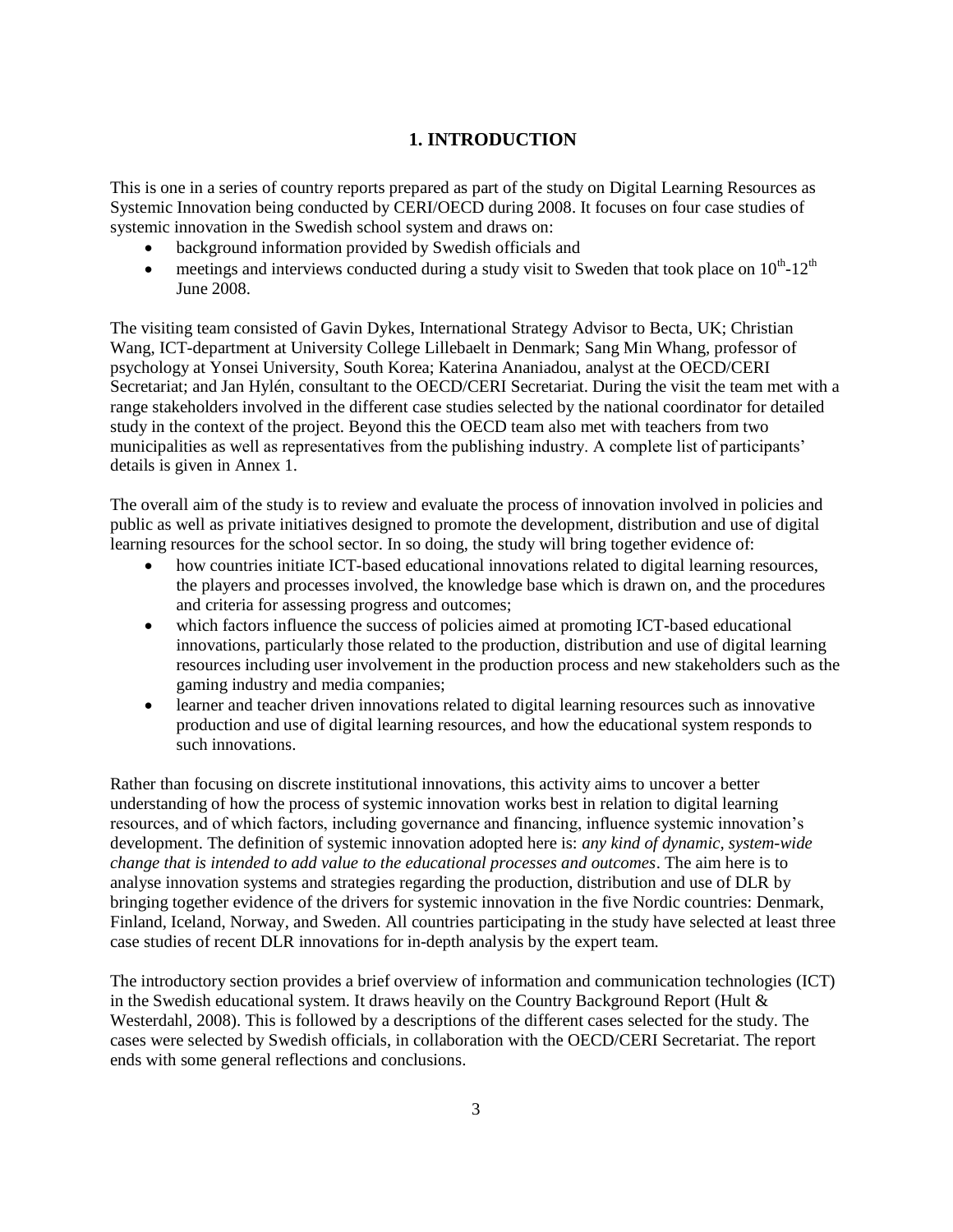# 1. INTRODUCTION

This is one in a series of country reports prepared as part of the study on Digital Learning Resources as Systemic Innovation being conducted by CERI/OECD during 2008. It focuses on four case studies of systemic innovation in the Swedish school system and draws on:

- background information provided by Swedish officials and
- meetings and interviews conducted during a study visit to Sweden that took place on 10th-12th June 2008.

The visiting team consisted of Gavin Dykes, International Strategy Advisor to Becta, UK; Christian Wang, ICT-department at University College Lillebaelt in Denmark; Sang Min Whang, professor of psychology at Yonsei University, South Korea; Katerina Ananiadou, analyst at the OECD/CERI Secretariat; and Jan Hylén, consultant to the OECD/CERI Secretariat. During the visit the team met with a range stakeholders involved in the different case studies selected by the national coordinator for detailed study in the context of the project. Beyond this the OECD team also met with teachers from two municipalities as well as representatives from the publishing industry. A complete list of participants' details is given in Annex 1.

The overall aim of the study is to review and evaluate the process of innovation involved in policies and public as well as private initiatives designed to promote the development, distribution and use of digital learning resources for the school sector. In so doing, the study will bring together evidence of:

- how countries initiate ICT-based educational innovations related to digital learning resources, the players and processes involved, the knowledge base which is drawn on, and the procedures and criteria for assessing progress and outcomes;
- which factors influence the success of policies aimed at promoting ICT-based educational innovations, particularly those related to the production, distribution and use of digital learning resources including user involvement in the production process and new stakeholders such as the gaming industry and media companies;
- learner and teacher driven innovations related to digital learning resources such as innovative production and use of digital learning resources, and how the educational system responds to such innovations.

Rather than focusing on discrete institutional innovations, this activity aims to uncover a better understanding of how the process of systemic innovation works best in relation to digital learning resources, and of which factors, including governance and financing, influence systemic innovation's development. The definition of systemic innovation adopted here is: *any kind of dynamic, system-wide change that is intended to add value to the educational processes and outcomes*. The aim here is to analyse innovation systems and strategies regarding the production, distribution and use of DLR by bringing together evidence of the drivers for systemic innovation in the five Nordic countries: Denmark, Finland, Iceland, Norway, and Sweden. All countries participating in the study have selected at least three case studies of recent DLR innovations for in-depth analysis by the expert team.

The introductory section provides a brief overview of information and communication technologies (ICT) in the Swedish educational system. It draws heavily on the Country Background Report (Hult & Westerdahl, 2008). This is followed by a descriptions of the different cases selected for the study. The cases were selected by Swedish officials, in collaboration with the OECD/CERI Secretariat. The report ends with some general reflections and conclusions.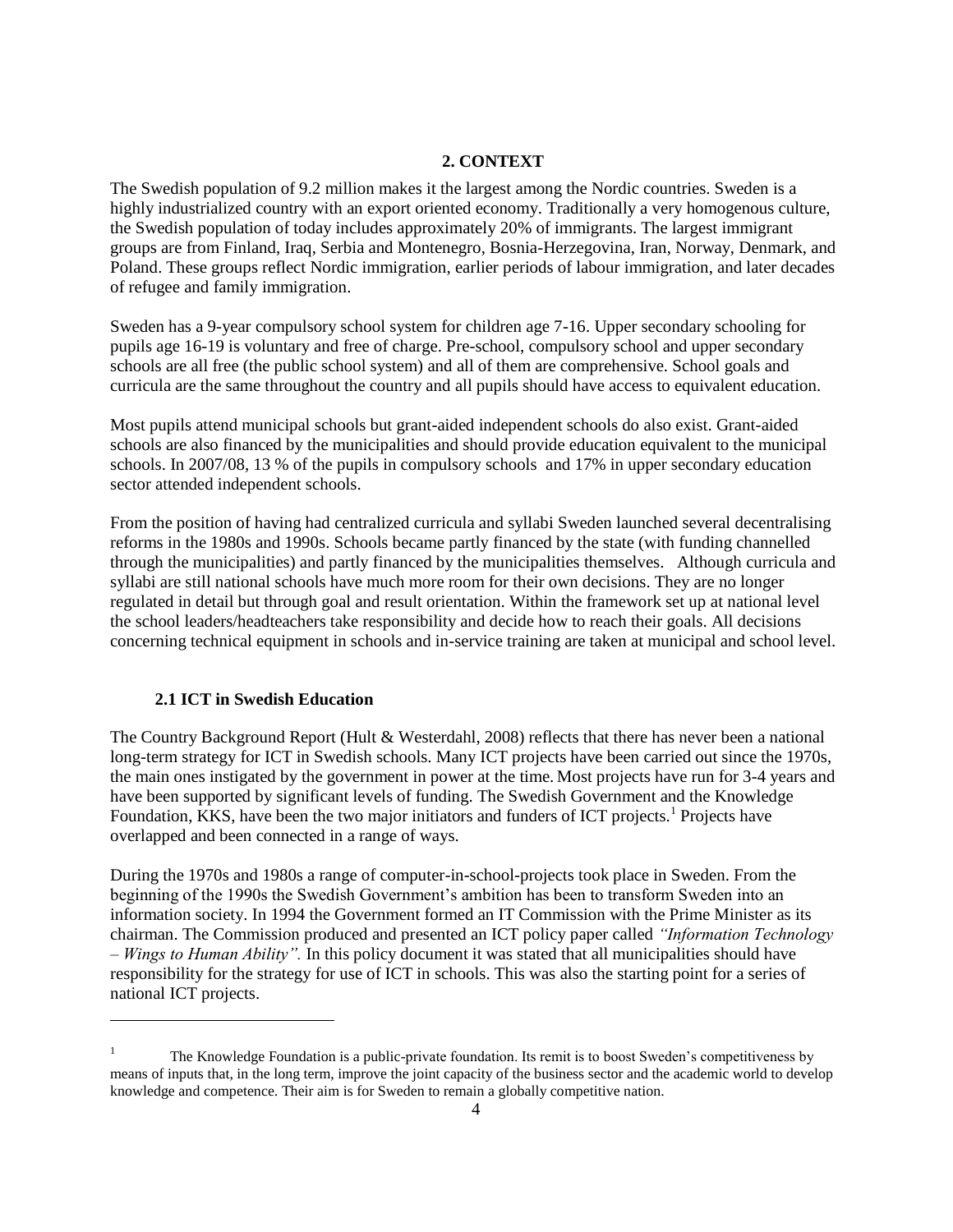## 2. CONTEXT

The Swedish population of 9.2 million makes it the largest among the Nordic countries. Sweden is a highly industrialized country with an export oriented economy. Traditionally a very homogenous culture, the Swedish population of today includes approximately 20% of immigrants. The largest immigrant groups are from Finland, Iraq, Serbia and Montenegro, Bosnia-Herzegovina, Iran, Norway, Denmark, and Poland. These groups reflect Nordic immigration, earlier periods of labour immigration, and later decades of refugee and family immigration.

Sweden has a 9-year compulsory school system for children age 7-16. Upper secondary schooling for pupils age 16-19 is voluntary and free of charge. Pre-school, compulsory school and upper secondary schools are all free (the public school system) and all of them are comprehensive. School goals and curricula are the same throughout the country and all pupils should have access to equivalent education.

Most pupils attend municipal schools but grant-aided independent schools do also exist. Grant-aided schools are also financed by the municipalities and should provide education equivalent to the municipal schools. In 2007/08, 13 % of the pupils in compulsory schools and 17% in upper secondary education sector attended independent schools.

From the position of having had centralized curricula and syllabi Sweden launched several decentralising reforms in the 1980s and 1990s. Schools became partly financed by the state (with funding channelled through the municipalities) and partly financed by the municipalities themselves. Although curricula and syllabi are still national schools have much more room for their own decisions. They are no longer regulated in detail but through goal and result orientation. Within the framework set up at national level the school leaders/headteachers take responsibility and decide how to reach their goals. All decisions concerning technical equipment in schools and in-service training are taken at municipal and school level.

### 2.1 ICT in Swedish Education

The Country Background Report (Hult & Westerdahl, 2008) reflects that there has never been a national long-term strategy for ICT in Swedish schools. Many ICT projects have been carried out since the 1970s, the main ones instigated by the government in power at the time. Most projects have run for 3-4 years and have been supported by significant levels of funding. The Swedish Government and the Knowledge Foundation, KKS, have been the two major initiators and funders of ICT projects.[1] Projects have overlapped and been connected in a range of ways.

During the 1970s and 1980s a range of computer-in-school-projects took place in Sweden. From the beginning of the 1990s the Swedish Government's ambition has been to transform Sweden into an information society. In 1994 the Government formed an IT Commission with the Prime Minister as its chairman. The Commission produced and presented an ICT policy paper called *"Information Technology – Wings to Human Ability".* In this policy document it was stated that all municipalities should have responsibility for the strategy for use of ICT in schools. This was also the starting point for a series of national ICT projects.

---

[1] The Knowledge Foundation is a public-private foundation. Its remit is to boost Sweden's competitiveness by means of inputs that, in the long term, improve the joint capacity of the business sector and the academic world to develop knowledge and competence. Their aim is for Sweden to remain a globally competitive nation.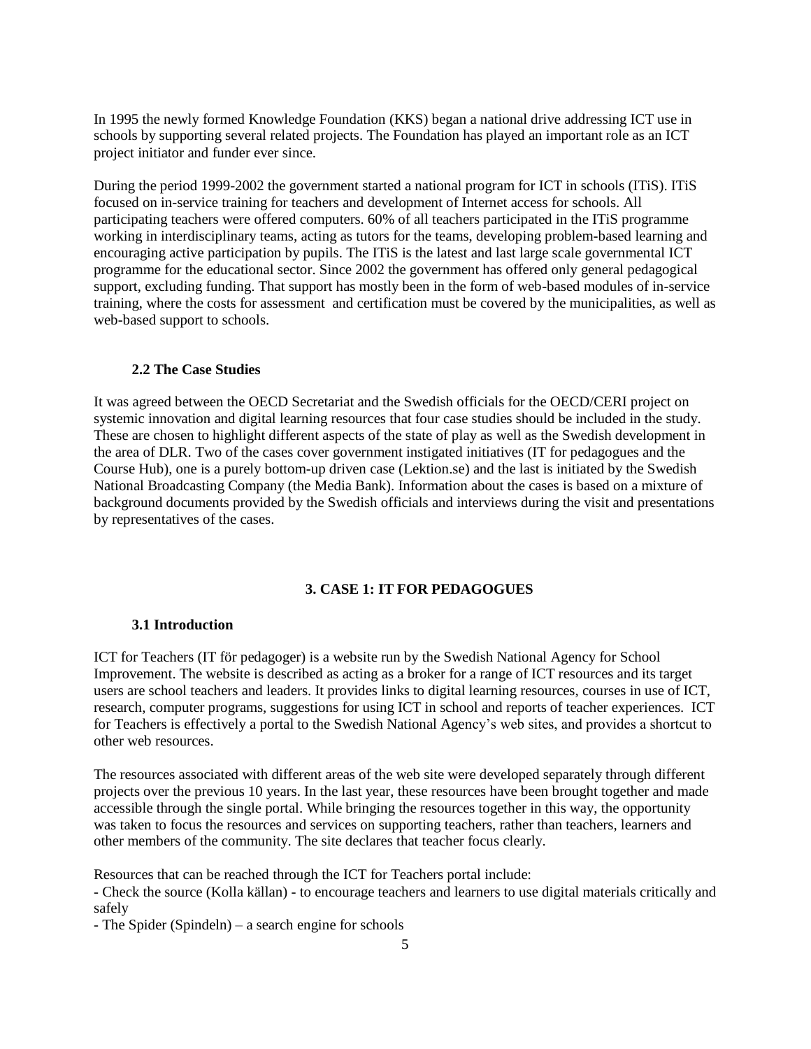In 1995 the newly formed Knowledge Foundation (KKS) began a national drive addressing ICT use in schools by supporting several related projects. The Foundation has played an important role as an ICT project initiator and funder ever since.

During the period 1999-2002 the government started a national program for ICT in schools (ITiS). ITiS focused on in-service training for teachers and development of Internet access for schools. All participating teachers were offered computers. 60% of all teachers participated in the ITiS programme working in interdisciplinary teams, acting as tutors for the teams, developing problem-based learning and encouraging active participation by pupils. The ITiS is the latest and last large scale governmental ICT programme for the educational sector. Since 2002 the government has offered only general pedagogical support, excluding funding. That support has mostly been in the form of web-based modules of in-service training, where the costs for assessment and certification must be covered by the municipalities, as well as web-based support to schools.

### 2.2 The Case Studies

It was agreed between the OECD Secretariat and the Swedish officials for the OECD/CERI project on systemic innovation and digital learning resources that four case studies should be included in the study. These are chosen to highlight different aspects of the state of play as well as the Swedish development in the area of DLR. Two of the cases cover government instigated initiatives (IT for pedagogues and the Course Hub), one is a purely bottom-up driven case (Lektion.se) and the last is initiated by the Swedish National Broadcasting Company (the Media Bank). Information about the cases is based on a mixture of background documents provided by the Swedish officials and interviews during the visit and presentations by representatives of the cases.

## 3. CASE 1: IT FOR PEDAGOGUES

### 3.1 Introduction

ICT for Teachers (IT för pedagoger) is a website run by the Swedish National Agency for School Improvement. The website is described as acting as a broker for a range of ICT resources and its target users are school teachers and leaders. It provides links to digital learning resources, courses in use of ICT, research, computer programs, suggestions for using ICT in school and reports of teacher experiences. ICT for Teachers is effectively a portal to the Swedish National Agency's web sites, and provides a shortcut to other web resources.

The resources associated with different areas of the web site were developed separately through different projects over the previous 10 years. In the last year, these resources have been brought together and made accessible through the single portal. While bringing the resources together in this way, the opportunity was taken to focus the resources and services on supporting teachers, rather than teachers, learners and other members of the community. The site declares that teacher focus clearly.

Resources that can be reached through the ICT for Teachers portal include:

- Check the source (Kolla källan) - to encourage teachers and learners to use digital materials critically and safely
- The Spider (Spindeln) – a search engine for schools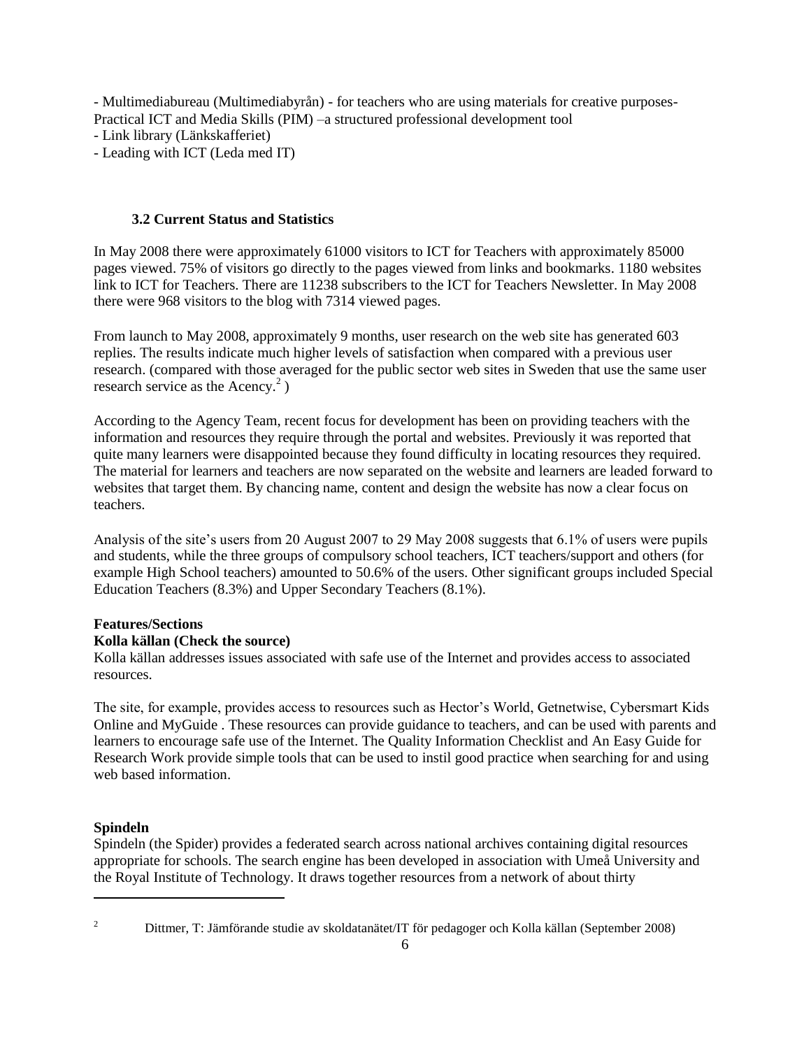- Multimediabureau (Multimediabyrån) - for teachers who are using materials for creative purposes-Practical ICT and Media Skills (PIM) –a structured professional development tool
- Link library (Länkskafferiet)
- Leading with ICT (Leda med IT)

### 3.2 Current Status and Statistics

In May 2008 there were approximately 61000 visitors to ICT for Teachers with approximately 85000 pages viewed. 75% of visitors go directly to the pages viewed from links and bookmarks. 1180 websites link to ICT for Teachers. There are 11238 subscribers to the ICT for Teachers Newsletter. In May 2008 there were 968 visitors to the blog with 7314 viewed pages.

From launch to May 2008, approximately 9 months, user research on the web site has generated 603 replies. The results indicate much higher levels of satisfaction when compared with a previous user research. (compared with those averaged for the public sector web sites in Sweden that use the same user research service as the Acency.[2] )

According to the Agency Team, recent focus for development has been on providing teachers with the information and resources they require through the portal and websites. Previously it was reported that quite many learners were disappointed because they found difficulty in locating resources they required. The material for learners and teachers are now separated on the website and learners are leaded forward to websites that target them. By chancing name, content and design the website has now a clear focus on teachers.

Analysis of the site's users from 20 August 2007 to 29 May 2008 suggests that 6.1% of users were pupils and students, while the three groups of compulsory school teachers, ICT teachers/support and others (for example High School teachers) amounted to 50.6% of the users. Other significant groups included Special Education Teachers (8.3%) and Upper Secondary Teachers (8.1%).

**Features/Sections**

**Kolla källan (Check the source)**

Kolla källan addresses issues associated with safe use of the Internet and provides access to associated resources.

The site, for example, provides access to resources such as Hector's World, Getnetwise, Cybersmart Kids Online and MyGuide . These resources can provide guidance to teachers, and can be used with parents and learners to encourage safe use of the Internet. The Quality Information Checklist and An Easy Guide for Research Work provide simple tools that can be used to instil good practice when searching for and using web based information.

**Spindeln**

Spindeln (the Spider) provides a federated search across national archives containing digital resources appropriate for schools. The search engine has been developed in association with Umeå University and the Royal Institute of Technology. It draws together resources from a network of about thirty

---

[2] Dittmer, T: Jämförande studie av skoldatanätet/IT för pedagoger och Kolla källan (September 2008)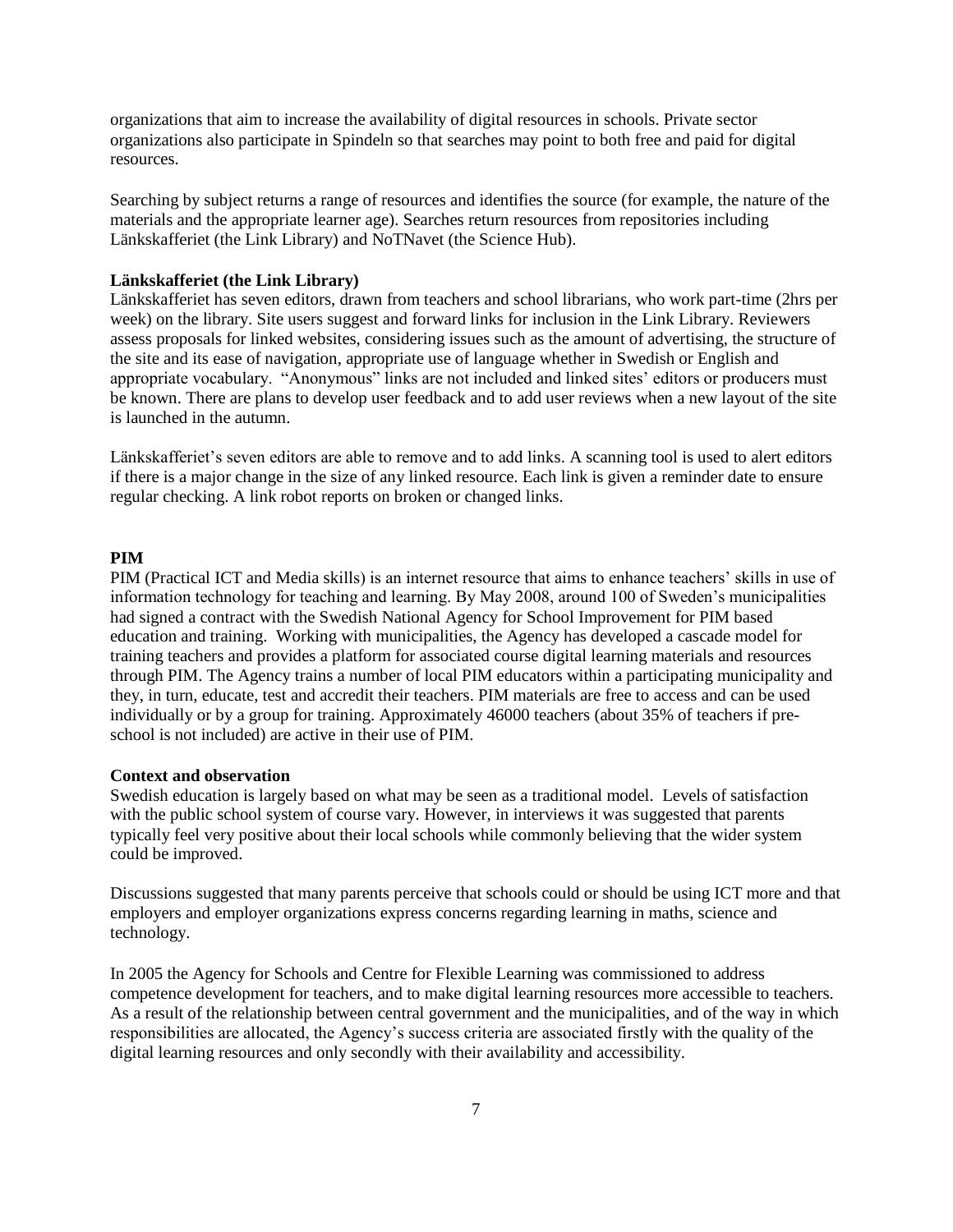organizations that aim to increase the availability of digital resources in schools. Private sector organizations also participate in Spindeln so that searches may point to both free and paid for digital resources.

Searching by subject returns a range of resources and identifies the source (for example, the nature of the materials and the appropriate learner age). Searches return resources from repositories including Länkskafferiet (the Link Library) and NoTNavet (the Science Hub).

**Länkskafferiet (the Link Library)**

Länkskafferiet has seven editors, drawn from teachers and school librarians, who work part-time (2hrs per week) on the library. Site users suggest and forward links for inclusion in the Link Library. Reviewers assess proposals for linked websites, considering issues such as the amount of advertising, the structure of the site and its ease of navigation, appropriate use of language whether in Swedish or English and appropriate vocabulary. "Anonymous" links are not included and linked sites' editors or producers must be known. There are plans to develop user feedback and to add user reviews when a new layout of the site is launched in the autumn.

Länkskafferiet's seven editors are able to remove and to add links. A scanning tool is used to alert editors if there is a major change in the size of any linked resource. Each link is given a reminder date to ensure regular checking. A link robot reports on broken or changed links.

**PIM**

PIM (Practical ICT and Media skills) is an internet resource that aims to enhance teachers' skills in use of information technology for teaching and learning. By May 2008, around 100 of Sweden's municipalities had signed a contract with the Swedish National Agency for School Improvement for PIM based education and training. Working with municipalities, the Agency has developed a cascade model for training teachers and provides a platform for associated course digital learning materials and resources through PIM. The Agency trains a number of local PIM educators within a participating municipality and they, in turn, educate, test and accredit their teachers. PIM materials are free to access and can be used individually or by a group for training. Approximately 46000 teachers (about 35% of teachers if pre-school is not included) are active in their use of PIM.

**Context and observation**

Swedish education is largely based on what may be seen as a traditional model. Levels of satisfaction with the public school system of course vary. However, in interviews it was suggested that parents typically feel very positive about their local schools while commonly believing that the wider system could be improved.

Discussions suggested that many parents perceive that schools could or should be using ICT more and that employers and employer organizations express concerns regarding learning in maths, science and technology.

In 2005 the Agency for Schools and Centre for Flexible Learning was commissioned to address competence development for teachers, and to make digital learning resources more accessible to teachers. As a result of the relationship between central government and the municipalities, and of the way in which responsibilities are allocated, the Agency's success criteria are associated firstly with the quality of the digital learning resources and only secondly with their availability and accessibility.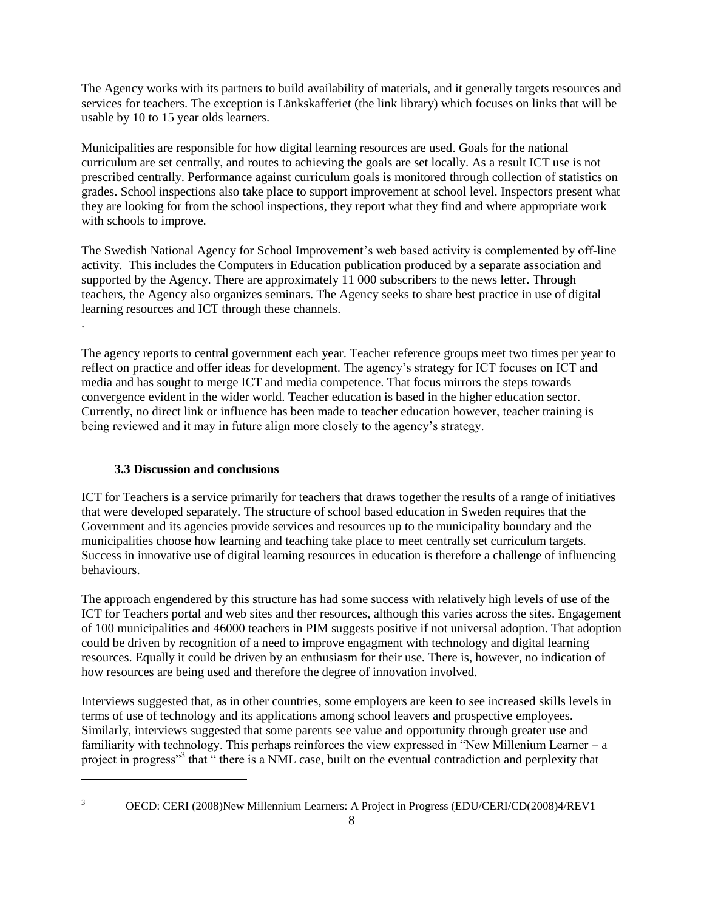The Agency works with its partners to build availability of materials, and it generally targets resources and services for teachers. The exception is Länkskafferiet (the link library) which focuses on links that will be usable by 10 to 15 year olds learners.

Municipalities are responsible for how digital learning resources are used. Goals for the national curriculum are set centrally, and routes to achieving the goals are set locally. As a result ICT use is not prescribed centrally. Performance against curriculum goals is monitored through collection of statistics on grades. School inspections also take place to support improvement at school level. Inspectors present what they are looking for from the school inspections, they report what they find and where appropriate work with schools to improve.

The Swedish National Agency for School Improvement's web based activity is complemented by off-line activity. This includes the Computers in Education publication produced by a separate association and supported by the Agency. There are approximately 11 000 subscribers to the news letter. Through teachers, the Agency also organizes seminars. The Agency seeks to share best practice in use of digital learning resources and ICT through these channels.

.

The agency reports to central government each year. Teacher reference groups meet two times per year to reflect on practice and offer ideas for development. The agency's strategy for ICT focuses on ICT and media and has sought to merge ICT and media competence. That focus mirrors the steps towards convergence evident in the wider world. Teacher education is based in the higher education sector. Currently, no direct link or influence has been made to teacher education however, teacher training is being reviewed and it may in future align more closely to the agency's strategy.

### 3.3 Discussion and conclusions

ICT for Teachers is a service primarily for teachers that draws together the results of a range of initiatives that were developed separately. The structure of school based education in Sweden requires that the Government and its agencies provide services and resources up to the municipality boundary and the municipalities choose how learning and teaching take place to meet centrally set curriculum targets. Success in innovative use of digital learning resources in education is therefore a challenge of influencing behaviours.

The approach engendered by this structure has had some success with relatively high levels of use of the ICT for Teachers portal and web sites and ther resources, although this varies across the sites. Engagement of 100 municipalities and 46000 teachers in PIM suggests positive if not universal adoption. That adoption could be driven by recognition of a need to improve engagment with technology and digital learning resources. Equally it could be driven by an enthusiasm for their use. There is, however, no indication of how resources are being used and therefore the degree of innovation involved.

Interviews suggested that, as in other countries, some employers are keen to see increased skills levels in terms of use of technology and its applications among school leavers and prospective employees. Similarly, interviews suggested that some parents see value and opportunity through greater use and familiarity with technology. This perhaps reinforces the view expressed in "New Millenium Learner – a project in progress"[3] that " there is a NML case, built on the eventual contradiction and perplexity that

[3] OECD: CERI (2008)New Millennium Learners: A Project in Progress (EDU/CERI/CD(2008)4/REV1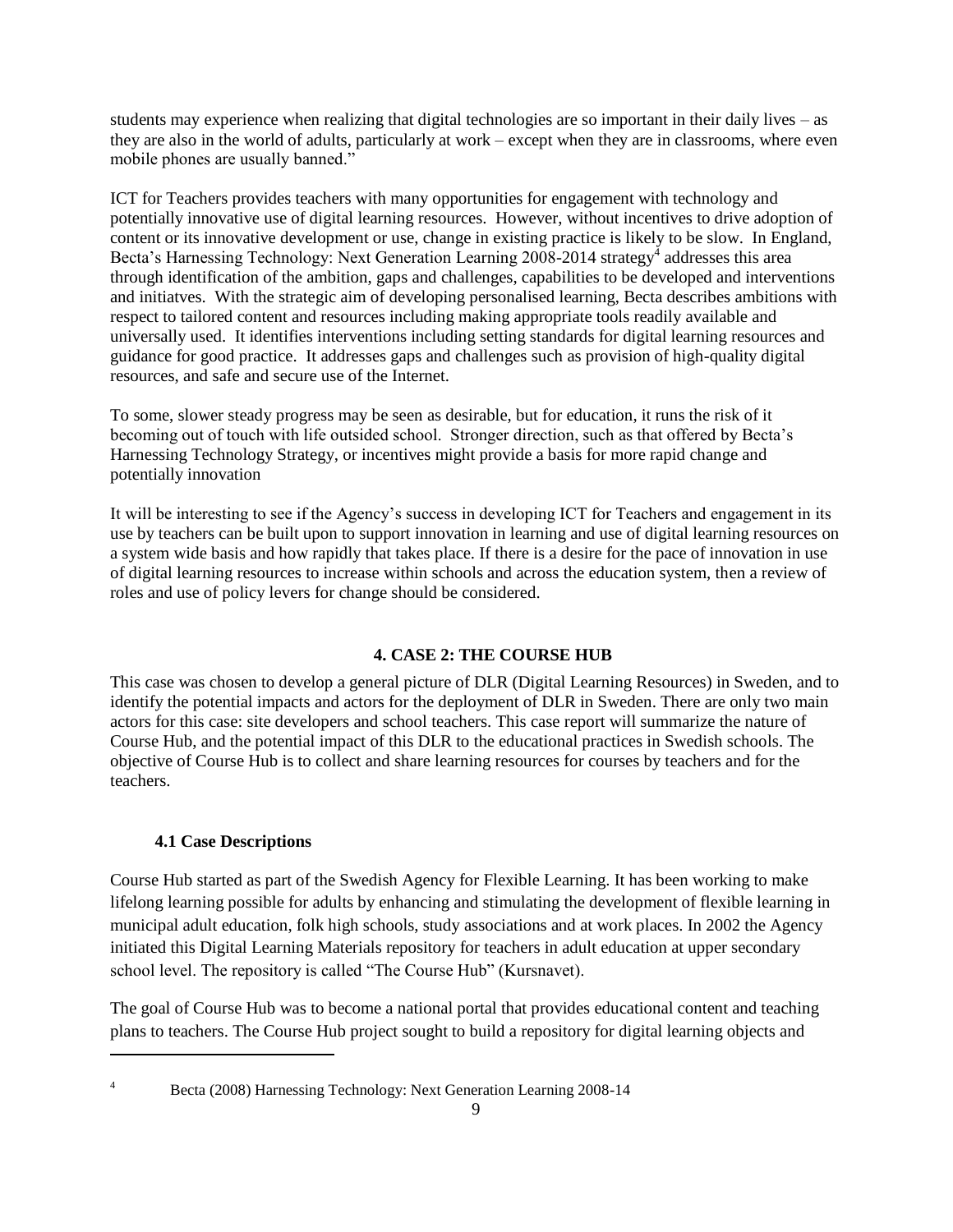students may experience when realizing that digital technologies are so important in their daily lives – as they are also in the world of adults, particularly at work – except when they are in classrooms, where even mobile phones are usually banned."

ICT for Teachers provides teachers with many opportunities for engagement with technology and potentially innovative use of digital learning resources. However, without incentives to drive adoption of content or its innovative development or use, change in existing practice is likely to be slow. In England, Becta's Harnessing Technology: Next Generation Learning 2008-2014 strategy[4] addresses this area through identification of the ambition, gaps and challenges, capabilities to be developed and interventions and initiatves. With the strategic aim of developing personalised learning, Becta describes ambitions with respect to tailored content and resources including making appropriate tools readily available and universally used. It identifies interventions including setting standards for digital learning resources and guidance for good practice. It addresses gaps and challenges such as provision of high-quality digital resources, and safe and secure use of the Internet.

To some, slower steady progress may be seen as desirable, but for education, it runs the risk of it becoming out of touch with life outsided school. Stronger direction, such as that offered by Becta's Harnessing Technology Strategy, or incentives might provide a basis for more rapid change and potentially innovation

It will be interesting to see if the Agency's success in developing ICT for Teachers and engagement in its use by teachers can be built upon to support innovation in learning and use of digital learning resources on a system wide basis and how rapidly that takes place. If there is a desire for the pace of innovation in use of digital learning resources to increase within schools and across the education system, then a review of roles and use of policy levers for change should be considered.

## 4. CASE 2: THE COURSE HUB

This case was chosen to develop a general picture of DLR (Digital Learning Resources) in Sweden, and to identify the potential impacts and actors for the deployment of DLR in Sweden. There are only two main actors for this case: site developers and school teachers. This case report will summarize the nature of Course Hub, and the potential impact of this DLR to the educational practices in Swedish schools. The objective of Course Hub is to collect and share learning resources for courses by teachers and for the teachers.

### 4.1 Case Descriptions

Course Hub started as part of the Swedish Agency for Flexible Learning. It has been working to make lifelong learning possible for adults by enhancing and stimulating the development of flexible learning in municipal adult education, folk high schools, study associations and at work places. In 2002 the Agency initiated this Digital Learning Materials repository for teachers in adult education at upper secondary school level. The repository is called "The Course Hub" (Kursnavet).

The goal of Course Hub was to become a national portal that provides educational content and teaching plans to teachers. The Course Hub project sought to build a repository for digital learning objects and

[4] Becta (2008) Harnessing Technology: Next Generation Learning 2008-14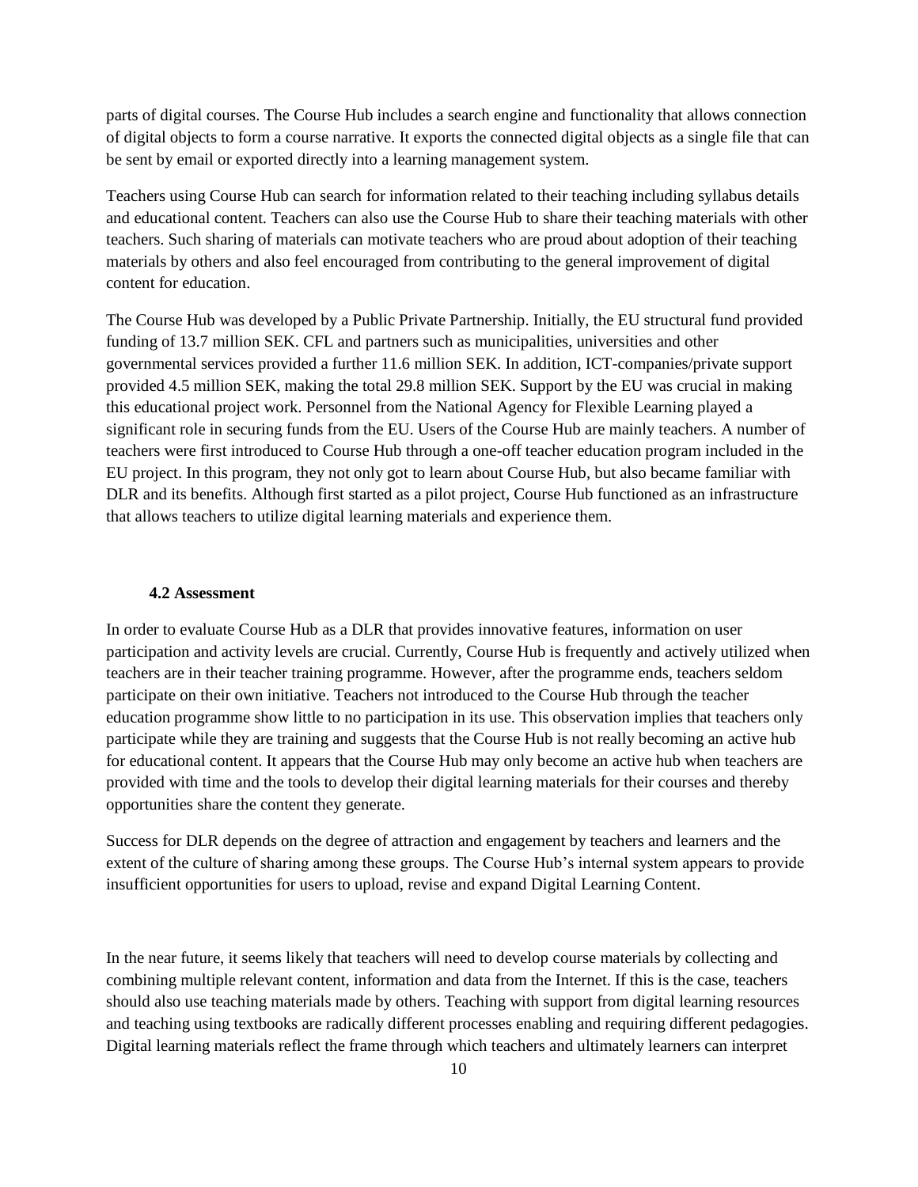parts of digital courses. The Course Hub includes a search engine and functionality that allows connection of digital objects to form a course narrative. It exports the connected digital objects as a single file that can be sent by email or exported directly into a learning management system.

Teachers using Course Hub can search for information related to their teaching including syllabus details and educational content. Teachers can also use the Course Hub to share their teaching materials with other teachers. Such sharing of materials can motivate teachers who are proud about adoption of their teaching materials by others and also feel encouraged from contributing to the general improvement of digital content for education.

The Course Hub was developed by a Public Private Partnership. Initially, the EU structural fund provided funding of 13.7 million SEK. CFL and partners such as municipalities, universities and other governmental services provided a further 11.6 million SEK. In addition, ICT-companies/private support provided 4.5 million SEK, making the total 29.8 million SEK. Support by the EU was crucial in making this educational project work. Personnel from the National Agency for Flexible Learning played a significant role in securing funds from the EU. Users of the Course Hub are mainly teachers. A number of teachers were first introduced to Course Hub through a one-off teacher education program included in the EU project. In this program, they not only got to learn about Course Hub, but also became familiar with DLR and its benefits. Although first started as a pilot project, Course Hub functioned as an infrastructure that allows teachers to utilize digital learning materials and experience them.

### 4.2 Assessment

In order to evaluate Course Hub as a DLR that provides innovative features, information on user participation and activity levels are crucial. Currently, Course Hub is frequently and actively utilized when teachers are in their teacher training programme. However, after the programme ends, teachers seldom participate on their own initiative. Teachers not introduced to the Course Hub through the teacher education programme show little to no participation in its use. This observation implies that teachers only participate while they are training and suggests that the Course Hub is not really becoming an active hub for educational content. It appears that the Course Hub may only become an active hub when teachers are provided with time and the tools to develop their digital learning materials for their courses and thereby opportunities share the content they generate.

Success for DLR depends on the degree of attraction and engagement by teachers and learners and the extent of the culture of sharing among these groups. The Course Hub's internal system appears to provide insufficient opportunities for users to upload, revise and expand Digital Learning Content.

In the near future, it seems likely that teachers will need to develop course materials by collecting and combining multiple relevant content, information and data from the Internet. If this is the case, teachers should also use teaching materials made by others. Teaching with support from digital learning resources and teaching using textbooks are radically different processes enabling and requiring different pedagogies. Digital learning materials reflect the frame through which teachers and ultimately learners can interpret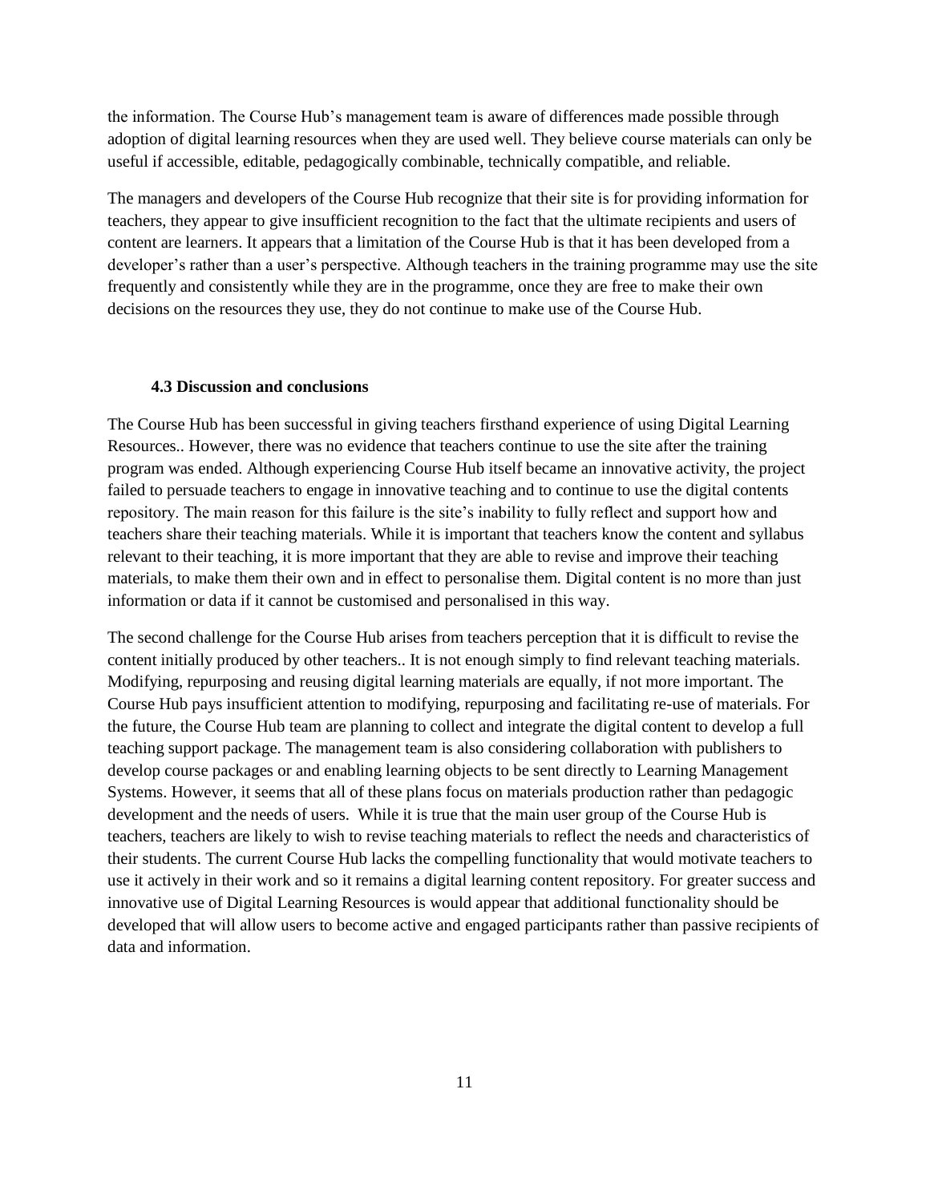the information. The Course Hub's management team is aware of differences made possible through adoption of digital learning resources when they are used well. They believe course materials can only be useful if accessible, editable, pedagogically combinable, technically compatible, and reliable.

The managers and developers of the Course Hub recognize that their site is for providing information for teachers, they appear to give insufficient recognition to the fact that the ultimate recipients and users of content are learners. It appears that a limitation of the Course Hub is that it has been developed from a developer's rather than a user's perspective. Although teachers in the training programme may use the site frequently and consistently while they are in the programme, once they are free to make their own decisions on the resources they use, they do not continue to make use of the Course Hub.

### 4.3 Discussion and conclusions

The Course Hub has been successful in giving teachers firsthand experience of using Digital Learning Resources.. However, there was no evidence that teachers continue to use the site after the training program was ended. Although experiencing Course Hub itself became an innovative activity, the project failed to persuade teachers to engage in innovative teaching and to continue to use the digital contents repository. The main reason for this failure is the site's inability to fully reflect and support how and teachers share their teaching materials. While it is important that teachers know the content and syllabus relevant to their teaching, it is more important that they are able to revise and improve their teaching materials, to make them their own and in effect to personalise them. Digital content is no more than just information or data if it cannot be customised and personalised in this way.

The second challenge for the Course Hub arises from teachers perception that it is difficult to revise the content initially produced by other teachers.. It is not enough simply to find relevant teaching materials. Modifying, repurposing and reusing digital learning materials are equally, if not more important. The Course Hub pays insufficient attention to modifying, repurposing and facilitating re-use of materials. For the future, the Course Hub team are planning to collect and integrate the digital content to develop a full teaching support package. The management team is also considering collaboration with publishers to develop course packages or and enabling learning objects to be sent directly to Learning Management Systems. However, it seems that all of these plans focus on materials production rather than pedagogic development and the needs of users. While it is true that the main user group of the Course Hub is teachers, teachers are likely to wish to revise teaching materials to reflect the needs and characteristics of their students. The current Course Hub lacks the compelling functionality that would motivate teachers to use it actively in their work and so it remains a digital learning content repository. For greater success and innovative use of Digital Learning Resources is would appear that additional functionality should be developed that will allow users to become active and engaged participants rather than passive recipients of data and information.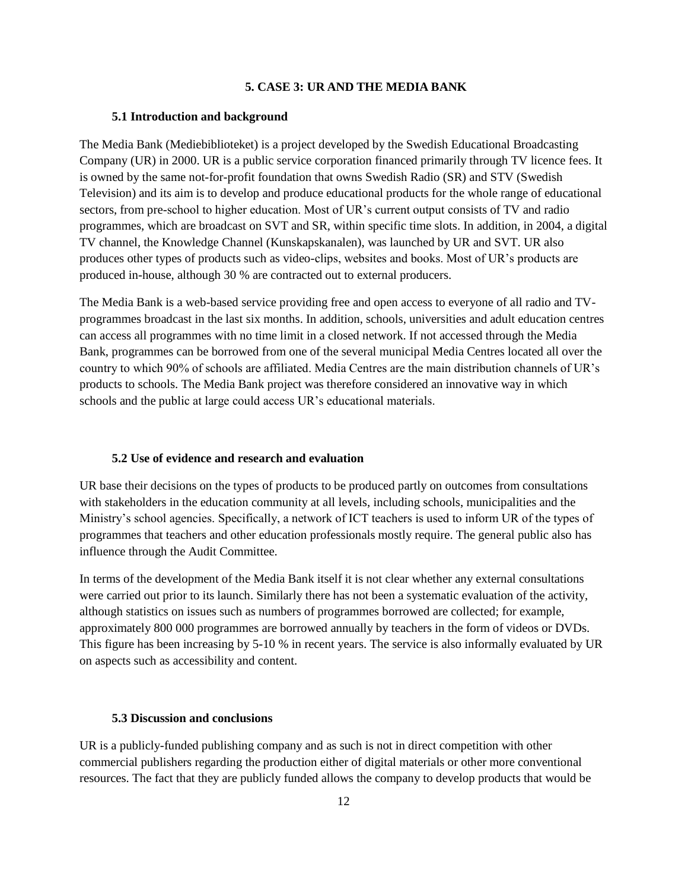## 5. CASE 3: UR AND THE MEDIA BANK

### 5.1 Introduction and background

The Media Bank (Mediebiblioteket) is a project developed by the Swedish Educational Broadcasting Company (UR) in 2000. UR is a public service corporation financed primarily through TV licence fees. It is owned by the same not-for-profit foundation that owns Swedish Radio (SR) and STV (Swedish Television) and its aim is to develop and produce educational products for the whole range of educational sectors, from pre-school to higher education. Most of UR's current output consists of TV and radio programmes, which are broadcast on SVT and SR, within specific time slots. In addition, in 2004, a digital TV channel, the Knowledge Channel (Kunskapskanalen), was launched by UR and SVT. UR also produces other types of products such as video-clips, websites and books. Most of UR's products are produced in-house, although 30 % are contracted out to external producers.

The Media Bank is a web-based service providing free and open access to everyone of all radio and TV-programmes broadcast in the last six months. In addition, schools, universities and adult education centres can access all programmes with no time limit in a closed network. If not accessed through the Media Bank, programmes can be borrowed from one of the several municipal Media Centres located all over the country to which 90% of schools are affiliated. Media Centres are the main distribution channels of UR's products to schools. The Media Bank project was therefore considered an innovative way in which schools and the public at large could access UR's educational materials.

### 5.2 Use of evidence and research and evaluation

UR base their decisions on the types of products to be produced partly on outcomes from consultations with stakeholders in the education community at all levels, including schools, municipalities and the Ministry's school agencies. Specifically, a network of ICT teachers is used to inform UR of the types of programmes that teachers and other education professionals mostly require. The general public also has influence through the Audit Committee.

In terms of the development of the Media Bank itself it is not clear whether any external consultations were carried out prior to its launch. Similarly there has not been a systematic evaluation of the activity, although statistics on issues such as numbers of programmes borrowed are collected; for example, approximately 800 000 programmes are borrowed annually by teachers in the form of videos or DVDs. This figure has been increasing by 5-10 % in recent years. The service is also informally evaluated by UR on aspects such as accessibility and content.

### 5.3 Discussion and conclusions

UR is a publicly-funded publishing company and as such is not in direct competition with other commercial publishers regarding the production either of digital materials or other more conventional resources. The fact that they are publicly funded allows the company to develop products that would be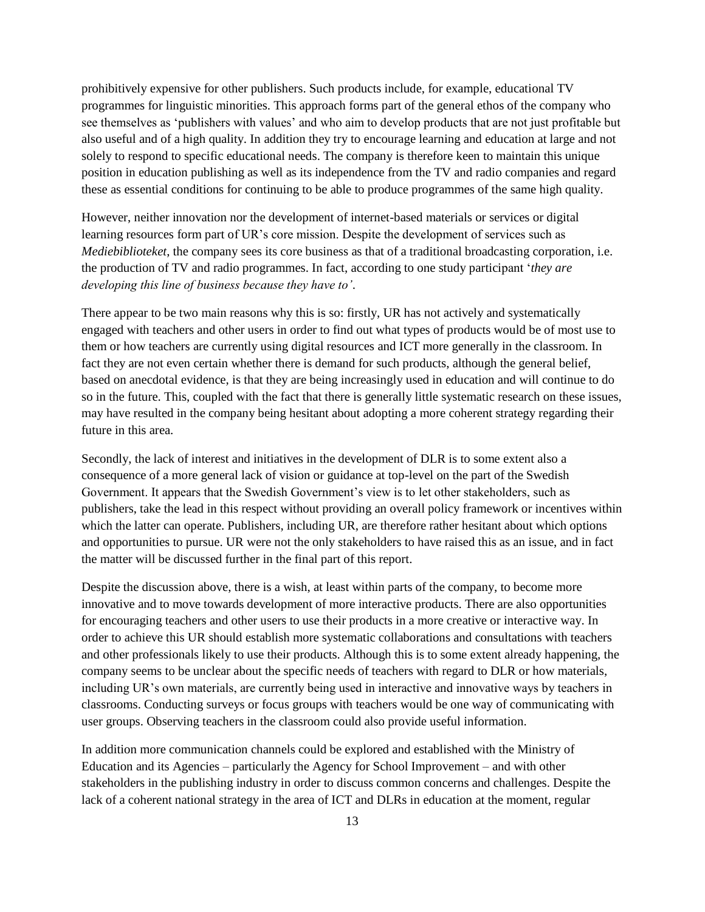prohibitively expensive for other publishers. Such products include, for example, educational TV programmes for linguistic minorities. This approach forms part of the general ethos of the company who see themselves as 'publishers with values' and who aim to develop products that are not just profitable but also useful and of a high quality. In addition they try to encourage learning and education at large and not solely to respond to specific educational needs. The company is therefore keen to maintain this unique position in education publishing as well as its independence from the TV and radio companies and regard these as essential conditions for continuing to be able to produce programmes of the same high quality.

However, neither innovation nor the development of internet-based materials or services or digital learning resources form part of UR's core mission. Despite the development of services such as *Mediebiblioteket*, the company sees its core business as that of a traditional broadcasting corporation, i.e. the production of TV and radio programmes. In fact, according to one study participant '*they are developing this line of business because they have to'*.

There appear to be two main reasons why this is so: firstly, UR has not actively and systematically engaged with teachers and other users in order to find out what types of products would be of most use to them or how teachers are currently using digital resources and ICT more generally in the classroom. In fact they are not even certain whether there is demand for such products, although the general belief, based on anecdotal evidence, is that they are being increasingly used in education and will continue to do so in the future. This, coupled with the fact that there is generally little systematic research on these issues, may have resulted in the company being hesitant about adopting a more coherent strategy regarding their future in this area.

Secondly, the lack of interest and initiatives in the development of DLR is to some extent also a consequence of a more general lack of vision or guidance at top-level on the part of the Swedish Government. It appears that the Swedish Government's view is to let other stakeholders, such as publishers, take the lead in this respect without providing an overall policy framework or incentives within which the latter can operate. Publishers, including UR, are therefore rather hesitant about which options and opportunities to pursue. UR were not the only stakeholders to have raised this as an issue, and in fact the matter will be discussed further in the final part of this report.

Despite the discussion above, there is a wish, at least within parts of the company, to become more innovative and to move towards development of more interactive products. There are also opportunities for encouraging teachers and other users to use their products in a more creative or interactive way. In order to achieve this UR should establish more systematic collaborations and consultations with teachers and other professionals likely to use their products. Although this is to some extent already happening, the company seems to be unclear about the specific needs of teachers with regard to DLR or how materials, including UR's own materials, are currently being used in interactive and innovative ways by teachers in classrooms. Conducting surveys or focus groups with teachers would be one way of communicating with user groups. Observing teachers in the classroom could also provide useful information.

In addition more communication channels could be explored and established with the Ministry of Education and its Agencies – particularly the Agency for School Improvement – and with other stakeholders in the publishing industry in order to discuss common concerns and challenges. Despite the lack of a coherent national strategy in the area of ICT and DLRs in education at the moment, regular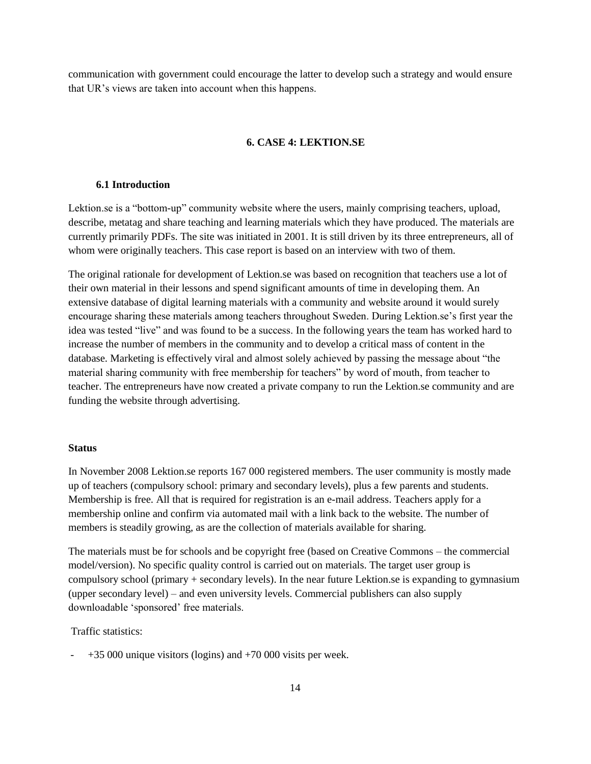communication with government could encourage the latter to develop such a strategy and would ensure that UR's views are taken into account when this happens.

## 6. CASE 4: LEKTION.SE

### 6.1 Introduction

Lektion.se is a "bottom-up" community website where the users, mainly comprising teachers, upload, describe, metatag and share teaching and learning materials which they have produced. The materials are currently primarily PDFs. The site was initiated in 2001. It is still driven by its three entrepreneurs, all of whom were originally teachers. This case report is based on an interview with two of them.

The original rationale for development of Lektion.se was based on recognition that teachers use a lot of their own material in their lessons and spend significant amounts of time in developing them. An extensive database of digital learning materials with a community and website around it would surely encourage sharing these materials among teachers throughout Sweden. During Lektion.se's first year the idea was tested "live" and was found to be a success. In the following years the team has worked hard to increase the number of members in the community and to develop a critical mass of content in the database. Marketing is effectively viral and almost solely achieved by passing the message about "the material sharing community with free membership for teachers" by word of mouth, from teacher to teacher. The entrepreneurs have now created a private company to run the Lektion.se community and are funding the website through advertising.

### Status

In November 2008 Lektion.se reports 167 000 registered members. The user community is mostly made up of teachers (compulsory school: primary and secondary levels), plus a few parents and students. Membership is free. All that is required for registration is an e-mail address. Teachers apply for a membership online and confirm via automated mail with a link back to the website. The number of members is steadily growing, as are the collection of materials available for sharing.

The materials must be for schools and be copyright free (based on Creative Commons – the commercial model/version). No specific quality control is carried out on materials. The target user group is compulsory school (primary + secondary levels). In the near future Lektion.se is expanding to gymnasium (upper secondary level) – and even university levels. Commercial publishers can also supply downloadable 'sponsored' free materials.

Traffic statistics:

- +35 000 unique visitors (logins) and +70 000 visits per week.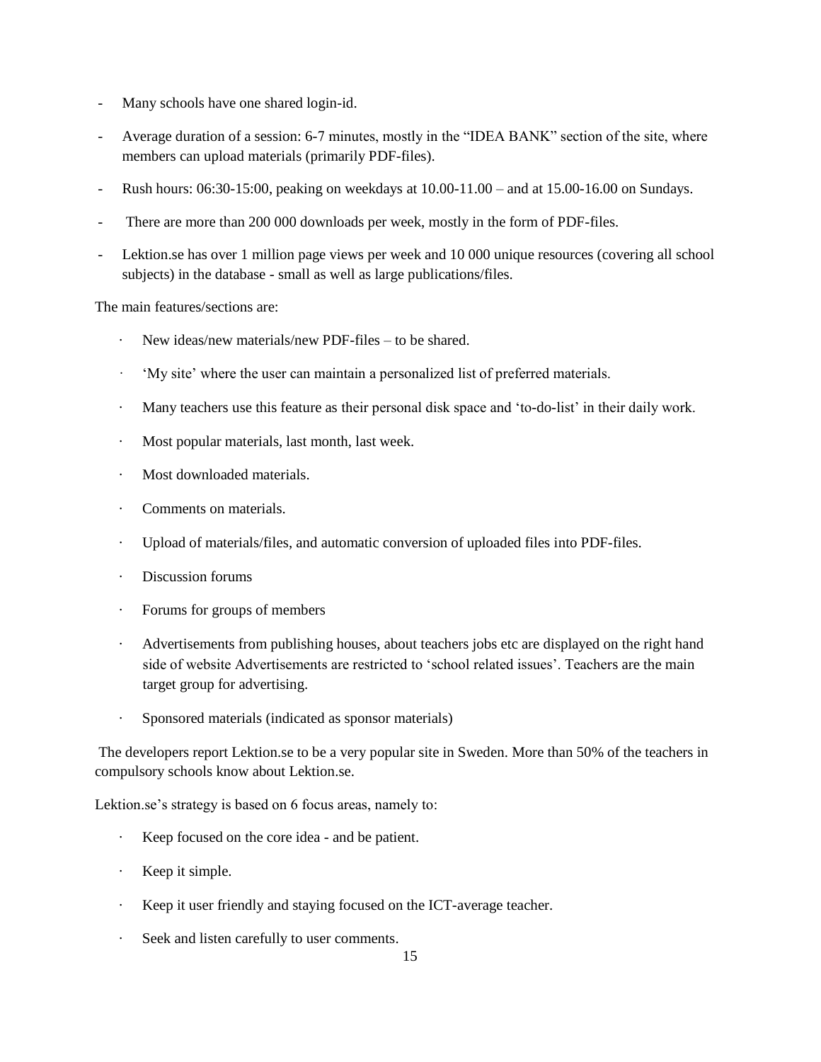- Many schools have one shared login-id.
- Average duration of a session: 6-7 minutes, mostly in the "IDEA BANK" section of the site, where members can upload materials (primarily PDF-files).
- Rush hours: 06:30-15:00, peaking on weekdays at 10.00-11.00 – and at 15.00-16.00 on Sundays.
- There are more than 200 000 downloads per week, mostly in the form of PDF-files.
- Lektion.se has over 1 million page views per week and 10 000 unique resources (covering all school subjects) in the database - small as well as large publications/files.

The main features/sections are:

- New ideas/new materials/new PDF-files – to be shared.
- 'My site' where the user can maintain a personalized list of preferred materials.
- Many teachers use this feature as their personal disk space and 'to-do-list' in their daily work.
- Most popular materials, last month, last week.
- Most downloaded materials.
- Comments on materials.
- Upload of materials/files, and automatic conversion of uploaded files into PDF-files.
- Discussion forums
- Forums for groups of members
- Advertisements from publishing houses, about teachers jobs etc are displayed on the right hand side of website Advertisements are restricted to 'school related issues'. Teachers are the main target group for advertising.
- Sponsored materials (indicated as sponsor materials)

The developers report Lektion.se to be a very popular site in Sweden. More than 50% of the teachers in compulsory schools know about Lektion.se.

Lektion.se's strategy is based on 6 focus areas, namely to:

- Keep focused on the core idea - and be patient.
- Keep it simple.
- Keep it user friendly and staying focused on the ICT-average teacher.
- Seek and listen carefully to user comments.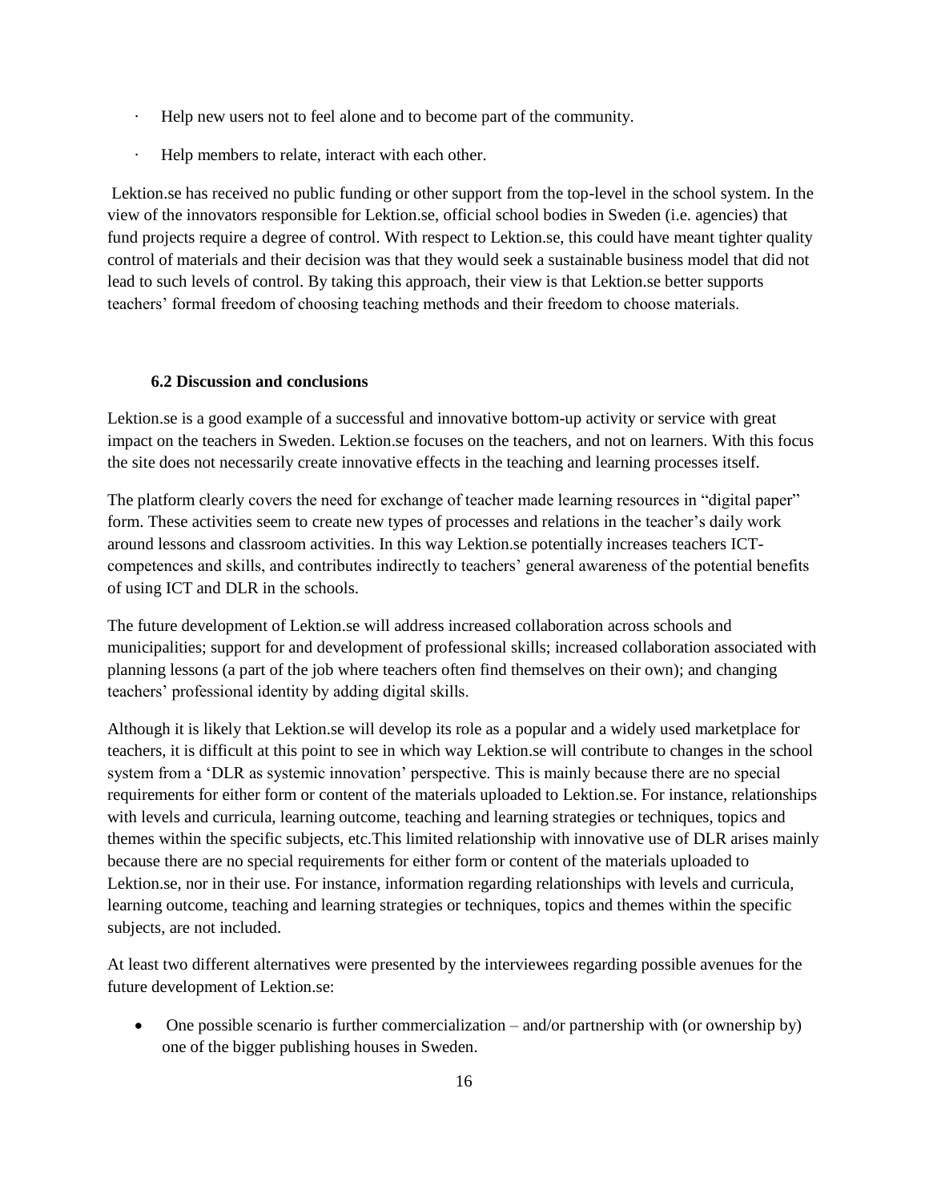- Help new users not to feel alone and to become part of the community.
- Help members to relate, interact with each other.

Lektion.se has received no public funding or other support from the top-level in the school system. In the view of the innovators responsible for Lektion.se, official school bodies in Sweden (i.e. agencies) that fund projects require a degree of control. With respect to Lektion.se, this could have meant tighter quality control of materials and their decision was that they would seek a sustainable business model that did not lead to such levels of control. By taking this approach, their view is that Lektion.se better supports teachers' formal freedom of choosing teaching methods and their freedom to choose materials.

### 6.2 Discussion and conclusions

Lektion.se is a good example of a successful and innovative bottom-up activity or service with great impact on the teachers in Sweden. Lektion.se focuses on the teachers, and not on learners. With this focus the site does not necessarily create innovative effects in the teaching and learning processes itself.

The platform clearly covers the need for exchange of teacher made learning resources in "digital paper" form. These activities seem to create new types of processes and relations in the teacher's daily work around lessons and classroom activities. In this way Lektion.se potentially increases teachers ICT-competences and skills, and contributes indirectly to teachers' general awareness of the potential benefits of using ICT and DLR in the schools.

The future development of Lektion.se will address increased collaboration across schools and municipalities; support for and development of professional skills; increased collaboration associated with planning lessons (a part of the job where teachers often find themselves on their own); and changing teachers' professional identity by adding digital skills.

Although it is likely that Lektion.se will develop its role as a popular and a widely used marketplace for teachers, it is difficult at this point to see in which way Lektion.se will contribute to changes in the school system from a 'DLR as systemic innovation' perspective. This is mainly because there are no special requirements for either form or content of the materials uploaded to Lektion.se. For instance, relationships with levels and curricula, learning outcome, teaching and learning strategies or techniques, topics and themes within the specific subjects, etc.This limited relationship with innovative use of DLR arises mainly because there are no special requirements for either form or content of the materials uploaded to Lektion.se, nor in their use. For instance, information regarding relationships with levels and curricula, learning outcome, teaching and learning strategies or techniques, topics and themes within the specific subjects, are not included.

At least two different alternatives were presented by the interviewees regarding possible avenues for the future development of Lektion.se:

- One possible scenario is further commercialization – and/or partnership with (or ownership by) one of the bigger publishing houses in Sweden.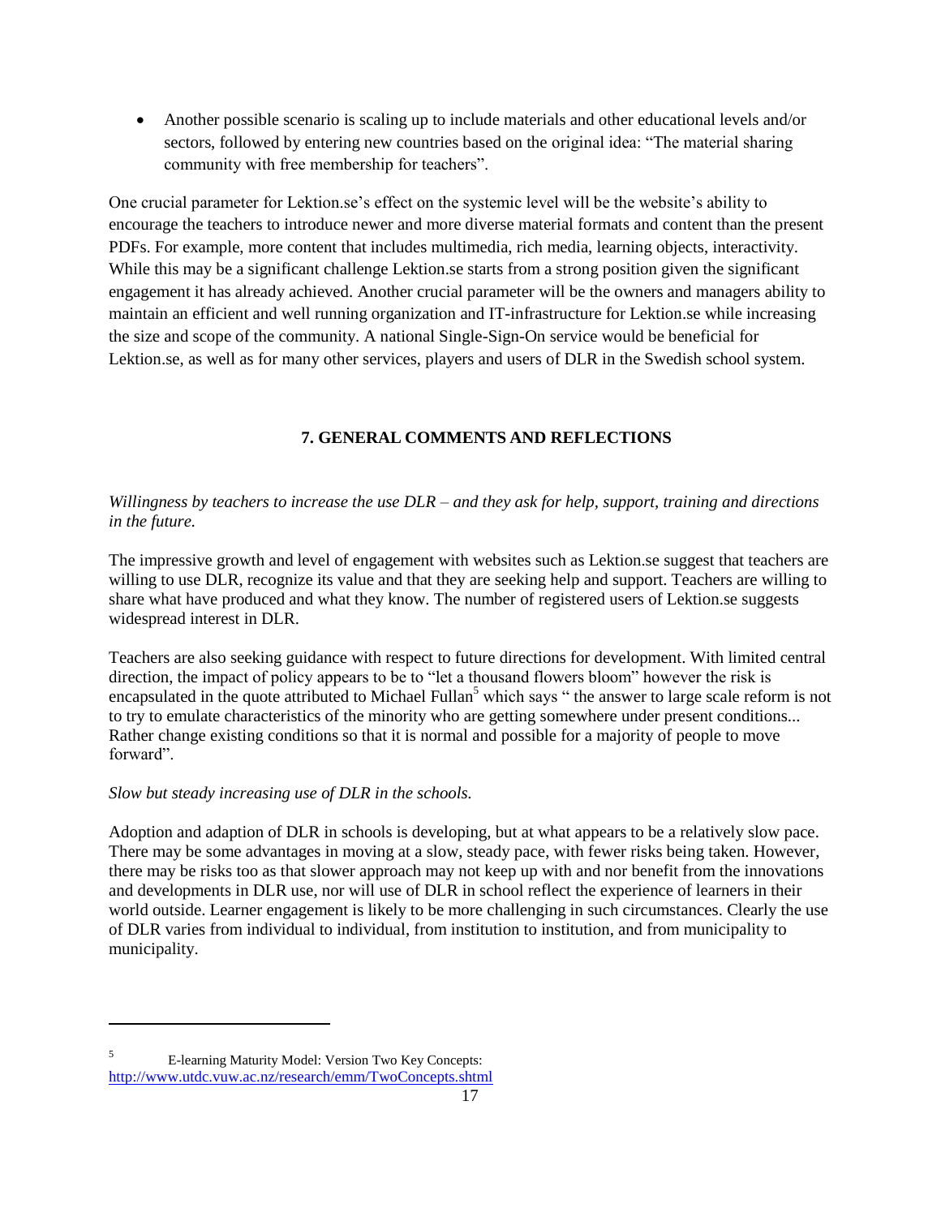- Another possible scenario is scaling up to include materials and other educational levels and/or sectors, followed by entering new countries based on the original idea: "The material sharing community with free membership for teachers".

One crucial parameter for Lektion.se's effect on the systemic level will be the website's ability to encourage the teachers to introduce newer and more diverse material formats and content than the present PDFs. For example, more content that includes multimedia, rich media, learning objects, interactivity. While this may be a significant challenge Lektion.se starts from a strong position given the significant engagement it has already achieved. Another crucial parameter will be the owners and managers ability to maintain an efficient and well running organization and IT-infrastructure for Lektion.se while increasing the size and scope of the community. A national Single-Sign-On service would be beneficial for Lektion.se, as well as for many other services, players and users of DLR in the Swedish school system.

## 7. GENERAL COMMENTS AND REFLECTIONS

*Willingness by teachers to increase the use DLR – and they ask for help, support, training and directions in the future.*

The impressive growth and level of engagement with websites such as Lektion.se suggest that teachers are willing to use DLR, recognize its value and that they are seeking help and support. Teachers are willing to share what have produced and what they know. The number of registered users of Lektion.se suggests widespread interest in DLR.

Teachers are also seeking guidance with respect to future directions for development. With limited central direction, the impact of policy appears to be to "let a thousand flowers bloom" however the risk is encapsulated in the quote attributed to Michael Fullan[5] which says " the answer to large scale reform is not to try to emulate characteristics of the minority who are getting somewhere under present conditions... Rather change existing conditions so that it is normal and possible for a majority of people to move forward".

*Slow but steady increasing use of DLR in the schools.*

Adoption and adaption of DLR in schools is developing, but at what appears to be a relatively slow pace. There may be some advantages in moving at a slow, steady pace, with fewer risks being taken. However, there may be risks too as that slower approach may not keep up with and nor benefit from the innovations and developments in DLR use, nor will use of DLR in school reflect the experience of learners in their world outside. Learner engagement is likely to be more challenging in such circumstances. Clearly the use of DLR varies from individual to individual, from institution to institution, and from municipality to municipality.

---

[5] E-learning Maturity Model: Version Two Key Concepts: http://www.utdc.vuw.ac.nz/research/emm/TwoConcepts.shtml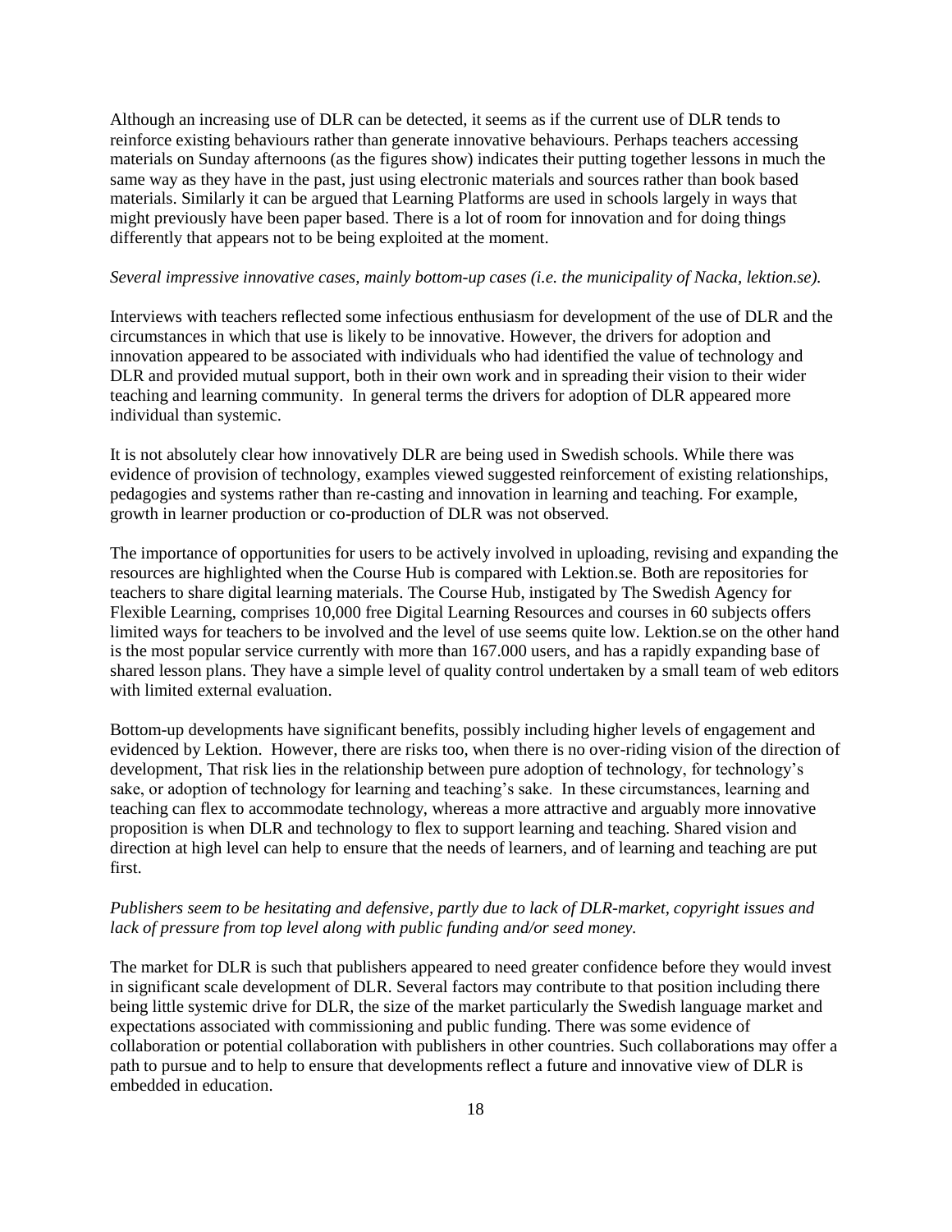Although an increasing use of DLR can be detected, it seems as if the current use of DLR tends to reinforce existing behaviours rather than generate innovative behaviours. Perhaps teachers accessing materials on Sunday afternoons (as the figures show) indicates their putting together lessons in much the same way as they have in the past, just using electronic materials and sources rather than book based materials. Similarly it can be argued that Learning Platforms are used in schools largely in ways that might previously have been paper based. There is a lot of room for innovation and for doing things differently that appears not to be being exploited at the moment.

*Several impressive innovative cases, mainly bottom-up cases (i.e. the municipality of Nacka, lektion.se).*

Interviews with teachers reflected some infectious enthusiasm for development of the use of DLR and the circumstances in which that use is likely to be innovative. However, the drivers for adoption and innovation appeared to be associated with individuals who had identified the value of technology and DLR and provided mutual support, both in their own work and in spreading their vision to their wider teaching and learning community. In general terms the drivers for adoption of DLR appeared more individual than systemic.

It is not absolutely clear how innovatively DLR are being used in Swedish schools. While there was evidence of provision of technology, examples viewed suggested reinforcement of existing relationships, pedagogies and systems rather than re-casting and innovation in learning and teaching. For example, growth in learner production or co-production of DLR was not observed.

The importance of opportunities for users to be actively involved in uploading, revising and expanding the resources are highlighted when the Course Hub is compared with Lektion.se. Both are repositories for teachers to share digital learning materials. The Course Hub, instigated by The Swedish Agency for Flexible Learning, comprises 10,000 free Digital Learning Resources and courses in 60 subjects offers limited ways for teachers to be involved and the level of use seems quite low. Lektion.se on the other hand is the most popular service currently with more than 167.000 users, and has a rapidly expanding base of shared lesson plans. They have a simple level of quality control undertaken by a small team of web editors with limited external evaluation.

Bottom-up developments have significant benefits, possibly including higher levels of engagement and evidenced by Lektion. However, there are risks too, when there is no over-riding vision of the direction of development, That risk lies in the relationship between pure adoption of technology, for technology's sake, or adoption of technology for learning and teaching's sake. In these circumstances, learning and teaching can flex to accommodate technology, whereas a more attractive and arguably more innovative proposition is when DLR and technology to flex to support learning and teaching. Shared vision and direction at high level can help to ensure that the needs of learners, and of learning and teaching are put first.

*Publishers seem to be hesitating and defensive, partly due to lack of DLR-market, copyright issues and lack of pressure from top level along with public funding and/or seed money.*

The market for DLR is such that publishers appeared to need greater confidence before they would invest in significant scale development of DLR. Several factors may contribute to that position including there being little systemic drive for DLR, the size of the market particularly the Swedish language market and expectations associated with commissioning and public funding. There was some evidence of collaboration or potential collaboration with publishers in other countries. Such collaborations may offer a path to pursue and to help to ensure that developments reflect a future and innovative view of DLR is embedded in education.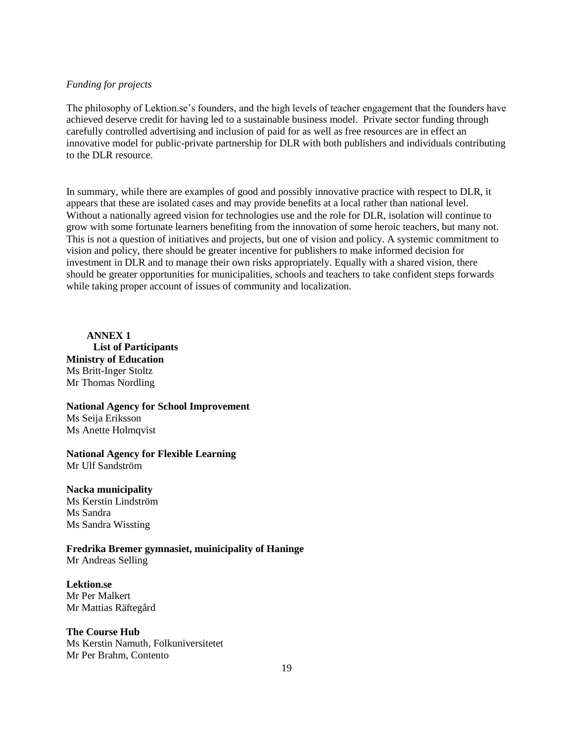*Funding for projects*

The philosophy of Lektion.se's founders, and the high levels of teacher engagement that the founders have achieved deserve credit for having led to a sustainable business model. Private sector funding through carefully controlled advertising and inclusion of paid for as well as free resources are in effect an innovative model for public-private partnership for DLR with both publishers and individuals contributing to the DLR resource.

In summary, while there are examples of good and possibly innovative practice with respect to DLR, it appears that these are isolated cases and may provide benefits at a local rather than national level. Without a nationally agreed vision for technologies use and the role for DLR, isolation will continue to grow with some fortunate learners benefiting from the innovation of some heroic teachers, but many not. This is not a question of initiatives and projects, but one of vision and policy. A systemic commitment to vision and policy, there should be greater incentive for publishers to make informed decision for investment in DLR and to manage their own risks appropriately. Equally with a shared vision, there should be greater opportunities for municipalities, schools and teachers to take confident steps forwards while taking proper account of issues of community and localization.

## ANNEX 1

### List of Participants

**Ministry of Education**
Ms Britt-Inger Stoltz
Mr Thomas Nordling

**National Agency for School Improvement**
Ms Seija Eriksson
Ms Anette Holmqvist

**National Agency for Flexible Learning**
Mr Ulf Sandström

**Nacka municipality**
Ms Kerstin Lindström
Ms Sandra
Ms Sandra Wissting

**Fredrika Bremer gymnasiet, muinicipality of Haninge**
Mr Andreas Selling

**Lektion.se**
Mr Per Malkert
Mr Mattias Räftegård

**The Course Hub**
Ms Kerstin Namuth, Folkuniversitetet
Mr Per Brahm, Contento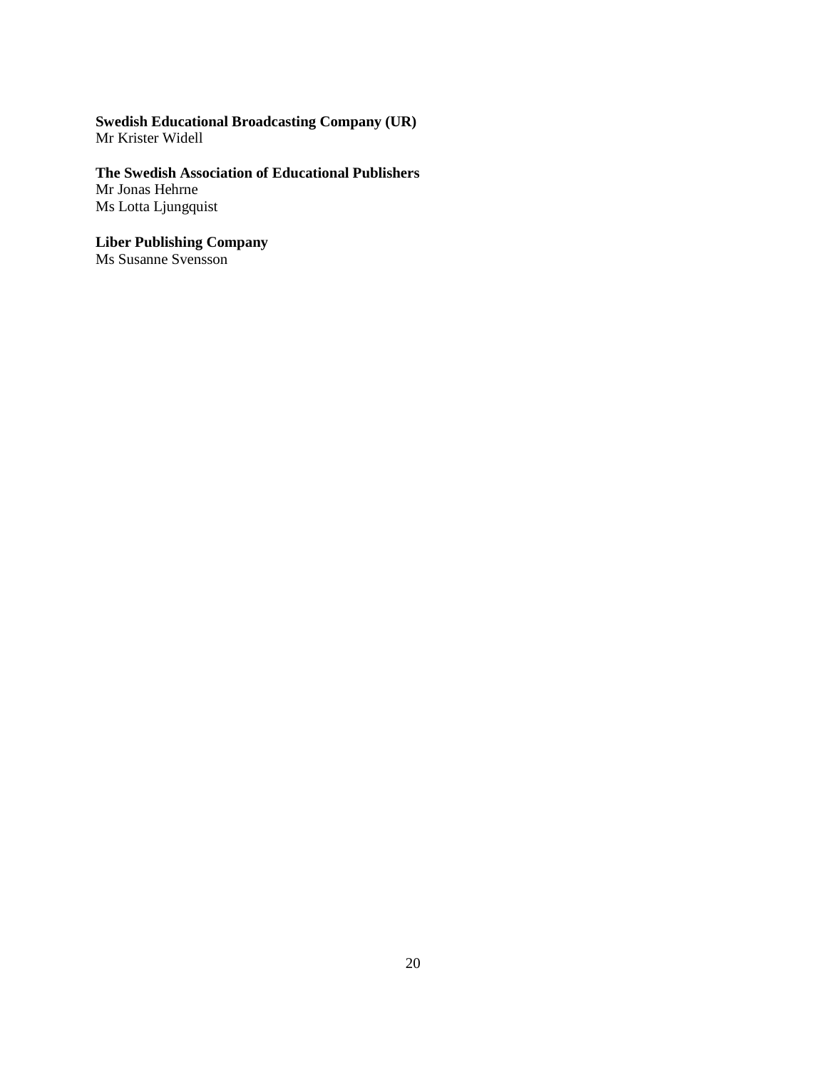**Swedish Educational Broadcasting Company (UR)**
Mr Krister Widell

**The Swedish Association of Educational Publishers**
Mr Jonas Hehrne
Ms Lotta Ljungquist

**Liber Publishing Company**
Ms Susanne Svensson